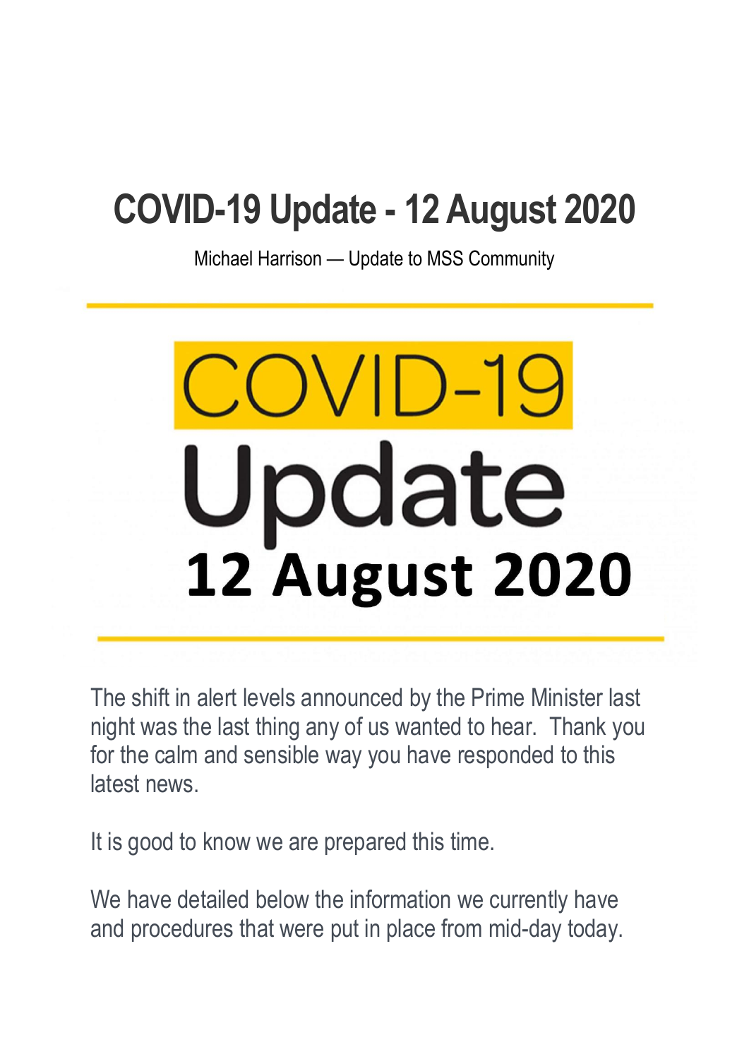# COVID-19 Update - 12 August 2020

Michael Harrison — Update to MSS Community

COVID-19
Update
**12 August 2020**

The shift in alert levels announced by the Prime Minister last night was the last thing any of us wanted to hear.  Thank you for the calm and sensible way you have responded to this latest news.

It is good to know we are prepared this time.

We have detailed below the information we currently have and procedures that were put in place from mid-day today.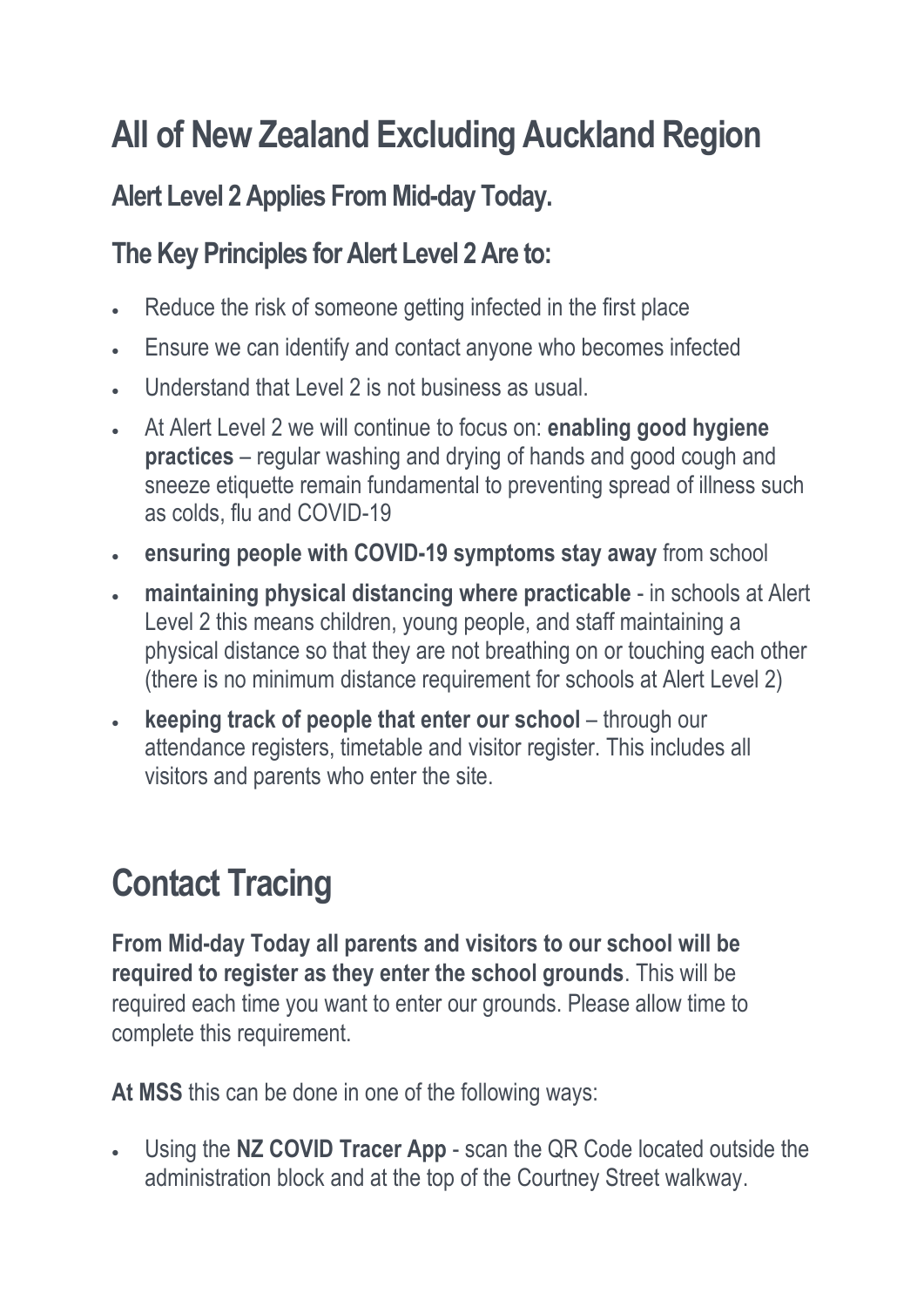# All of New Zealand Excluding Auckland Region

### Alert Level 2 Applies From Mid-day Today.

### The Key Principles for Alert Level 2 Are to:

- Reduce the risk of someone getting infected in the first place
- Ensure we can identify and contact anyone who becomes infected
- Understand that Level 2 is not business as usual.
- At Alert Level 2 we will continue to focus on: **enabling good hygiene practices** – regular washing and drying of hands and good cough and sneeze etiquette remain fundamental to preventing spread of illness such as colds, flu and COVID-19
- **ensuring people with COVID-19 symptoms stay away** from school
- **maintaining physical distancing where practicable** - in schools at Alert Level 2 this means children, young people, and staff maintaining a physical distance so that they are not breathing on or touching each other (there is no minimum distance requirement for schools at Alert Level 2)
- **keeping track of people that enter our school** – through our attendance registers, timetable and visitor register. This includes all visitors and parents who enter the site.

# Contact Tracing

**From Mid-day Today all parents and visitors to our school will be required to register as they enter the school grounds**. This will be required each time you want to enter our grounds. Please allow time to complete this requirement.

**At MSS** this can be done in one of the following ways:

- Using the **NZ COVID Tracer App** - scan the QR Code located outside the administration block and at the top of the Courtney Street walkway.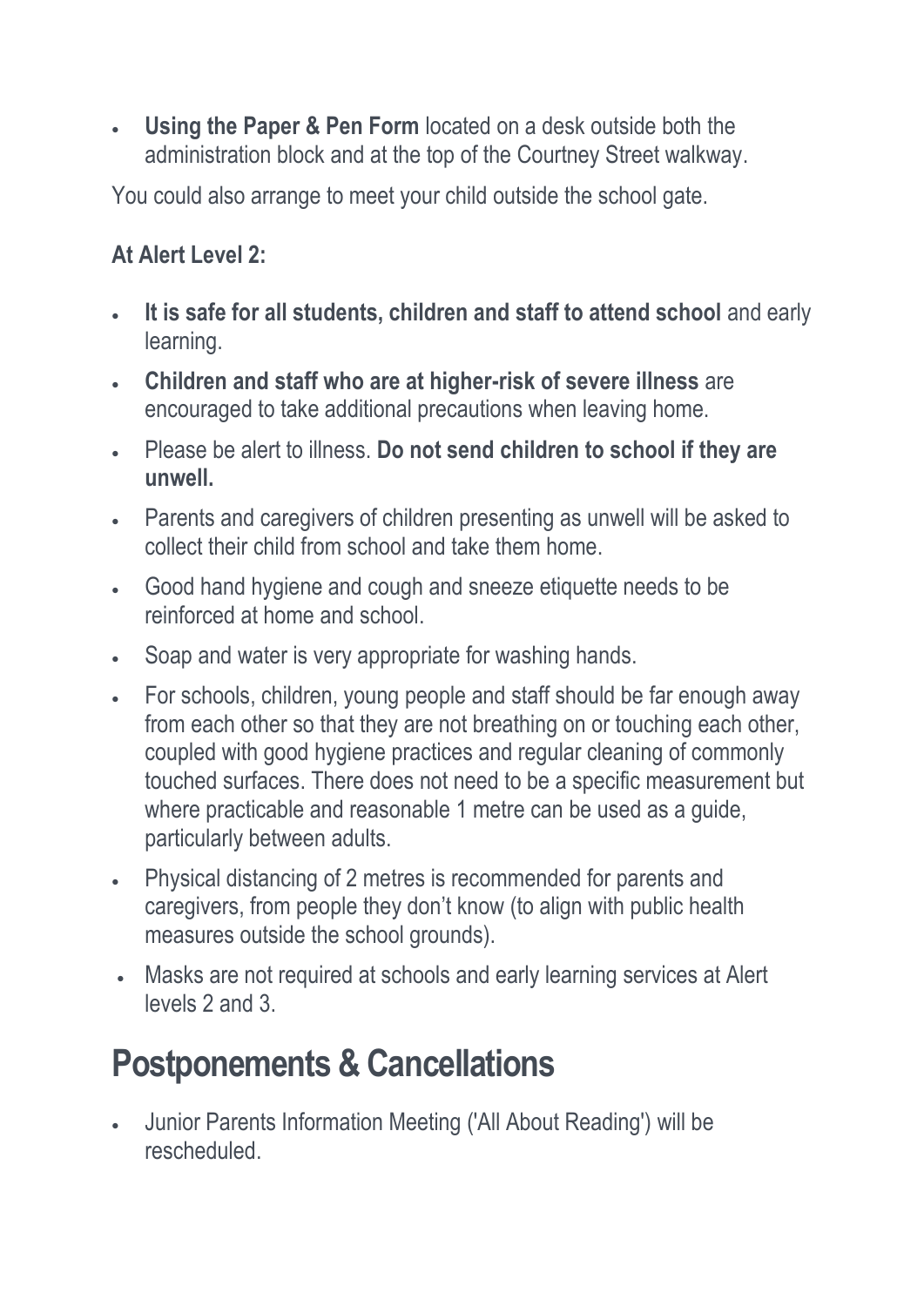- **Using the Paper & Pen Form** located on a desk outside both the administration block and at the top of the Courtney Street walkway.

You could also arrange to meet your child outside the school gate.

**At Alert Level 2:**

- **It is safe for all students, children and staff to attend school** and early learning.
- **Children and staff who are at higher-risk of severe illness** are encouraged to take additional precautions when leaving home.
- Please be alert to illness. **Do not send children to school if they are unwell.**
- Parents and caregivers of children presenting as unwell will be asked to collect their child from school and take them home.
- Good hand hygiene and cough and sneeze etiquette needs to be reinforced at home and school.
- Soap and water is very appropriate for washing hands.
- For schools, children, young people and staff should be far enough away from each other so that they are not breathing on or touching each other, coupled with good hygiene practices and regular cleaning of commonly touched surfaces. There does not need to be a specific measurement but where practicable and reasonable 1 metre can be used as a guide, particularly between adults.
- Physical distancing of 2 metres is recommended for parents and caregivers, from people they don't know (to align with public health measures outside the school grounds).
- Masks are not required at schools and early learning services at Alert levels 2 and 3.

# Postponements & Cancellations

- Junior Parents Information Meeting ('All About Reading') will be rescheduled.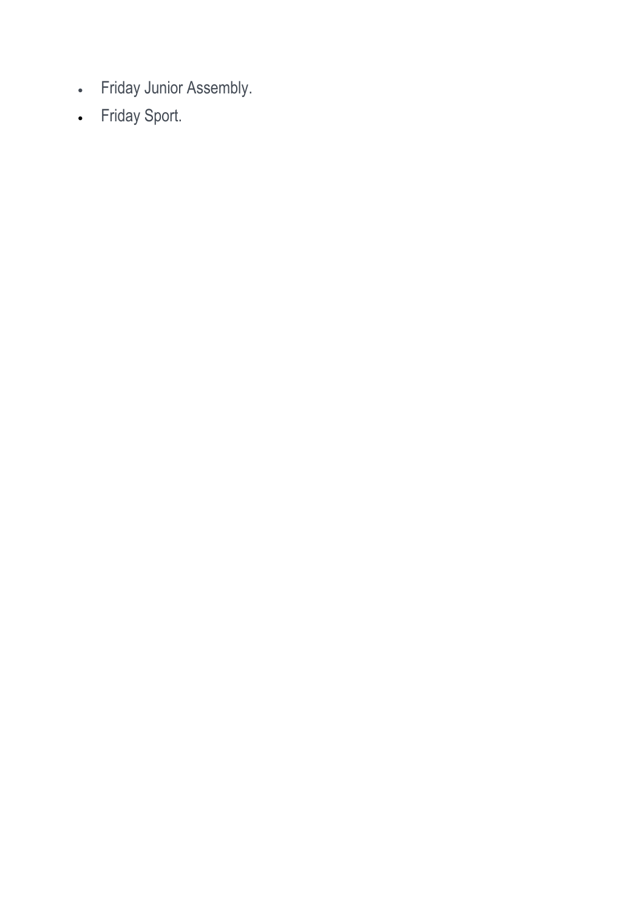- Friday Junior Assembly.
- Friday Sport.